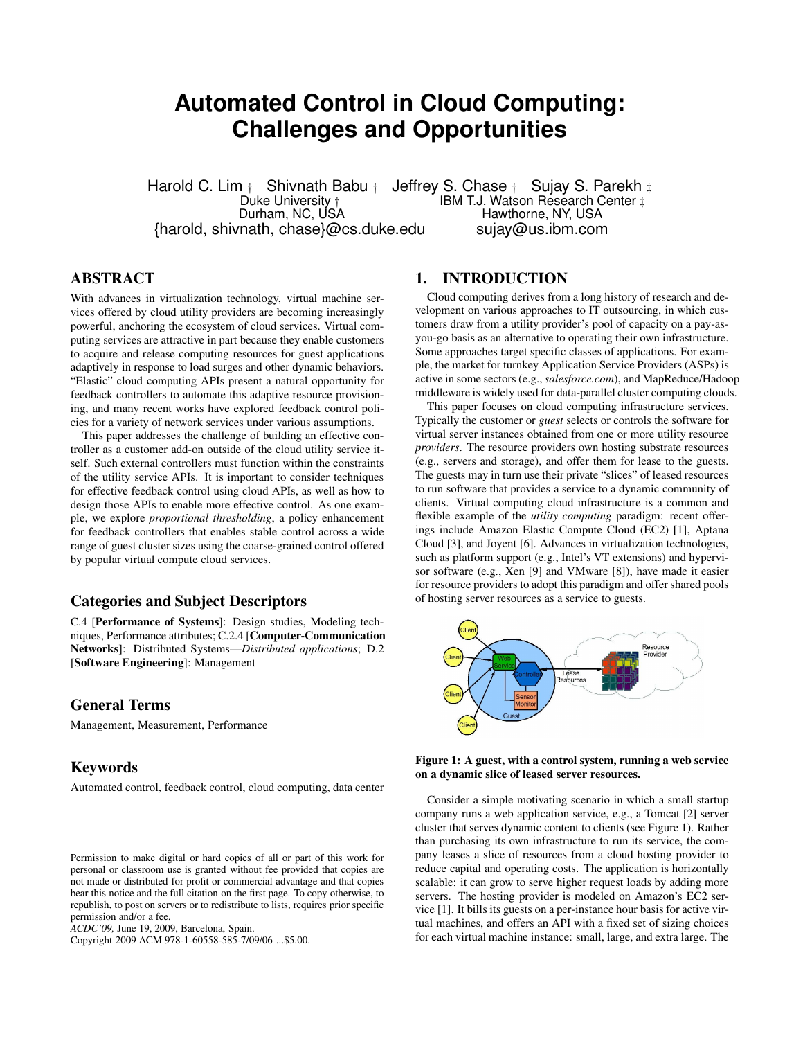# Automated Control in Cloud Computing: Challenges and Opportunities

Harold C. Lim † Shivnath Babu † Jeffrey S. Chase † Sujay S. Parekh ‡

Duke University †
Durham, NC, USA
{harold, shivnath, chase}@cs.duke.edu

IBM T.J. Watson Research Center ‡
Hawthorne, NY, USA
sujay@us.ibm.com

## ABSTRACT

With advances in virtualization technology, virtual machine services offered by cloud utility providers are becoming increasingly powerful, anchoring the ecosystem of cloud services. Virtual computing services are attractive in part because they enable customers to acquire and release computing resources for guest applications adaptively in response to load surges and other dynamic behaviors. "Elastic" cloud computing APIs present a natural opportunity for feedback controllers to automate this adaptive resource provisioning, and many recent works have explored feedback control policies for a variety of network services under various assumptions.

This paper addresses the challenge of building an effective controller as a customer add-on outside of the cloud utility service itself. Such external controllers must function within the constraints of the utility service APIs. It is important to consider techniques for effective feedback control using cloud APIs, as well as how to design those APIs to enable more effective control. As one example, we explore *proportional thresholding*, a policy enhancement for feedback controllers that enables stable control across a wide range of guest cluster sizes using the coarse-grained control offered by popular virtual compute cloud services.

### Categories and Subject Descriptors

C.4 [**Performance of Systems**]: Design studies, Modeling techniques, Performance attributes; C.2.4 [**Computer-Communication Networks**]: Distributed Systems—*Distributed applications*; D.2 [**Software Engineering**]: Management

### General Terms

Management, Measurement, Performance

### Keywords

Automated control, feedback control, cloud computing, data center

Permission to make digital or hard copies of all or part of this work for personal or classroom use is granted without fee provided that copies are not made or distributed for profit or commercial advantage and that copies bear this notice and the full citation on the first page. To copy otherwise, to republish, to post on servers or to redistribute to lists, requires prior specific permission and/or a fee.
*ACDC'09,* June 19, 2009, Barcelona, Spain.
Copyright 2009 ACM 978-1-60558-585-7/09/06 ...$5.00.

## 1. INTRODUCTION

Cloud computing derives from a long history of research and development on various approaches to IT outsourcing, in which customers draw from a utility provider's pool of capacity on a pay-as-you-go basis as an alternative to operating their own infrastructure. Some approaches target specific classes of applications. For example, the market for turnkey Application Service Providers (ASPs) is active in some sectors (e.g., *salesforce.com*), and MapReduce/Hadoop middleware is widely used for data-parallel cluster computing clouds.

This paper focuses on cloud computing infrastructure services. Typically the customer or *guest* selects or controls the software for virtual server instances obtained from one or more utility resource *providers*. The resource providers own hosting substrate resources (e.g., servers and storage), and offer them for lease to the guests. The guests may in turn use their private "slices" of leased resources to run software that provides a service to a dynamic community of clients. Virtual computing cloud infrastructure is a common and flexible example of the *utility computing* paradigm: recent offerings include Amazon Elastic Compute Cloud (EC2) [1], Aptana Cloud [3], and Joyent [6]. Advances in virtualization technologies, such as platform support (e.g., Intel's VT extensions) and hypervisor software (e.g., Xen [9] and VMware [8]), have made it easier for resource providers to adopt this paradigm and offer shared pools of hosting server resources as a service to guests.

**Figure 1: A guest, with a control system, running a web service on a dynamic slice of leased server resources.**

Consider a simple motivating scenario in which a small startup company runs a web application service, e.g., a Tomcat [2] server cluster that serves dynamic content to clients (see Figure 1). Rather than purchasing its own infrastructure to run its service, the company leases a slice of resources from a cloud hosting provider to reduce capital and operating costs. The application is horizontally scalable: it can grow to serve higher request loads by adding more servers. The hosting provider is modeled on Amazon's EC2 service [1]. It bills its guests on a per-instance hour basis for active virtual machines, and offers an API with a fixed set of sizing choices for each virtual machine instance: small, large, and extra large. The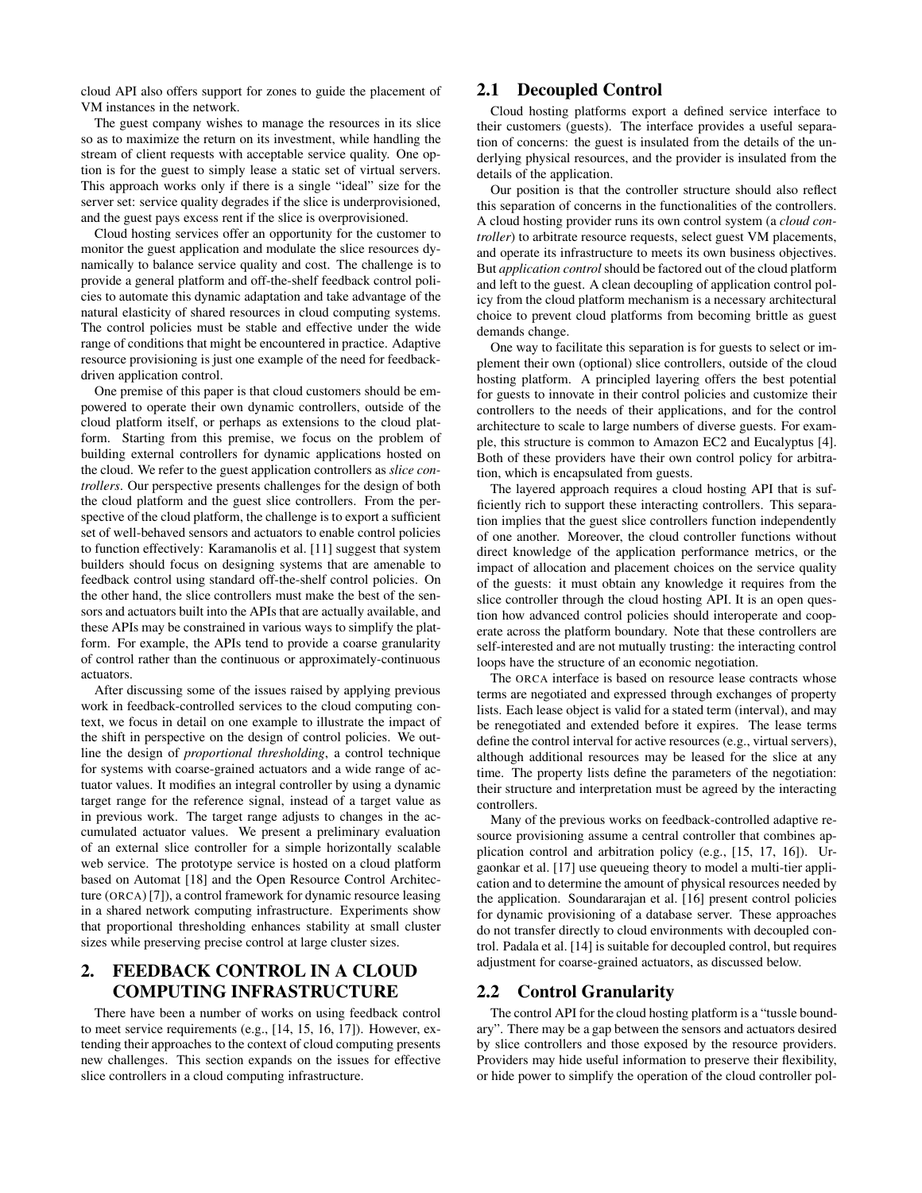cloud API also offers support for zones to guide the placement of VM instances in the network.

The guest company wishes to manage the resources in its slice so as to maximize the return on its investment, while handling the stream of client requests with acceptable service quality. One option is for the guest to simply lease a static set of virtual servers. This approach works only if there is a single "ideal" size for the server set: service quality degrades if the slice is underprovisioned, and the guest pays excess rent if the slice is overprovisioned.

Cloud hosting services offer an opportunity for the customer to monitor the guest application and modulate the slice resources dynamically to balance service quality and cost. The challenge is to provide a general platform and off-the-shelf feedback control policies to automate this dynamic adaptation and take advantage of the natural elasticity of shared resources in cloud computing systems. The control policies must be stable and effective under the wide range of conditions that might be encountered in practice. Adaptive resource provisioning is just one example of the need for feedback-driven application control.

One premise of this paper is that cloud customers should be empowered to operate their own dynamic controllers, outside of the cloud platform itself, or perhaps as extensions to the cloud platform. Starting from this premise, we focus on the problem of building external controllers for dynamic applications hosted on the cloud. We refer to the guest application controllers as *slice controllers*. Our perspective presents challenges for the design of both the cloud platform and the guest slice controllers. From the perspective of the cloud platform, the challenge is to export a sufficient set of well-behaved sensors and actuators to enable control policies to function effectively: Karamanolis et al. [11] suggest that system builders should focus on designing systems that are amenable to feedback control using standard off-the-shelf control policies. On the other hand, the slice controllers must make the best of the sensors and actuators built into the APIs that are actually available, and these APIs may be constrained in various ways to simplify the platform. For example, the APIs tend to provide a coarse granularity of control rather than the continuous or approximately-continuous actuators.

After discussing some of the issues raised by applying previous work in feedback-controlled services to the cloud computing context, we focus in detail on one example to illustrate the impact of the shift in perspective on the design of control policies. We outline the design of *proportional thresholding*, a control technique for systems with coarse-grained actuators and a wide range of actuator values. It modifies an integral controller by using a dynamic target range for the reference signal, instead of a target value as in previous work. The target range adjusts to changes in the accumulated actuator values. We present a preliminary evaluation of an external slice controller for a simple horizontally scalable web service. The prototype service is hosted on a cloud platform based on Automat [18] and the Open Resource Control Architecture (ORCA) [7]), a control framework for dynamic resource leasing in a shared network computing infrastructure. Experiments show that proportional thresholding enhances stability at small cluster sizes while preserving precise control at large cluster sizes.

## 2. FEEDBACK CONTROL IN A CLOUD COMPUTING INFRASTRUCTURE

There have been a number of works on using feedback control to meet service requirements (e.g., [14, 15, 16, 17]). However, extending their approaches to the context of cloud computing presents new challenges. This section expands on the issues for effective slice controllers in a cloud computing infrastructure.

### 2.1 Decoupled Control

Cloud hosting platforms export a defined service interface to their customers (guests). The interface provides a useful separation of concerns: the guest is insulated from the details of the underlying physical resources, and the provider is insulated from the details of the application.

Our position is that the controller structure should also reflect this separation of concerns in the functionalities of the controllers. A cloud hosting provider runs its own control system (a *cloud controller*) to arbitrate resource requests, select guest VM placements, and operate its infrastructure to meets its own business objectives. But *application control* should be factored out of the cloud platform and left to the guest. A clean decoupling of application control policy from the cloud platform mechanism is a necessary architectural choice to prevent cloud platforms from becoming brittle as guest demands change.

One way to facilitate this separation is for guests to select or implement their own (optional) slice controllers, outside of the cloud hosting platform. A principled layering offers the best potential for guests to innovate in their control policies and customize their controllers to the needs of their applications, and for the control architecture to scale to large numbers of diverse guests. For example, this structure is common to Amazon EC2 and Eucalyptus [4]. Both of these providers have their own control policy for arbitration, which is encapsulated from guests.

The layered approach requires a cloud hosting API that is sufficiently rich to support these interacting controllers. This separation implies that the guest slice controllers function independently of one another. Moreover, the cloud controller functions without direct knowledge of the application performance metrics, or the impact of allocation and placement choices on the service quality of the guests: it must obtain any knowledge it requires from the slice controller through the cloud hosting API. It is an open question how advanced control policies should interoperate and cooperate across the platform boundary. Note that these controllers are self-interested and are not mutually trusting: the interacting control loops have the structure of an economic negotiation.

The ORCA interface is based on resource lease contracts whose terms are negotiated and expressed through exchanges of property lists. Each lease object is valid for a stated term (interval), and may be renegotiated and extended before it expires. The lease terms define the control interval for active resources (e.g., virtual servers), although additional resources may be leased for the slice at any time. The property lists define the parameters of the negotiation: their structure and interpretation must be agreed by the interacting controllers.

Many of the previous works on feedback-controlled adaptive resource provisioning assume a central controller that combines application control and arbitration policy (e.g., [15, 17, 16]). Urgaonkar et al. [17] use queueing theory to model a multi-tier application and to determine the amount of physical resources needed by the application. Soundararajan et al. [16] present control policies for dynamic provisioning of a database server. These approaches do not transfer directly to cloud environments with decoupled control. Padala et al. [14] is suitable for decoupled control, but requires adjustment for coarse-grained actuators, as discussed below.

### 2.2 Control Granularity

The control API for the cloud hosting platform is a "tussle boundary". There may be a gap between the sensors and actuators desired by slice controllers and those exposed by the resource providers. Providers may hide useful information to preserve their flexibility, or hide power to simplify the operation of the cloud controller pol-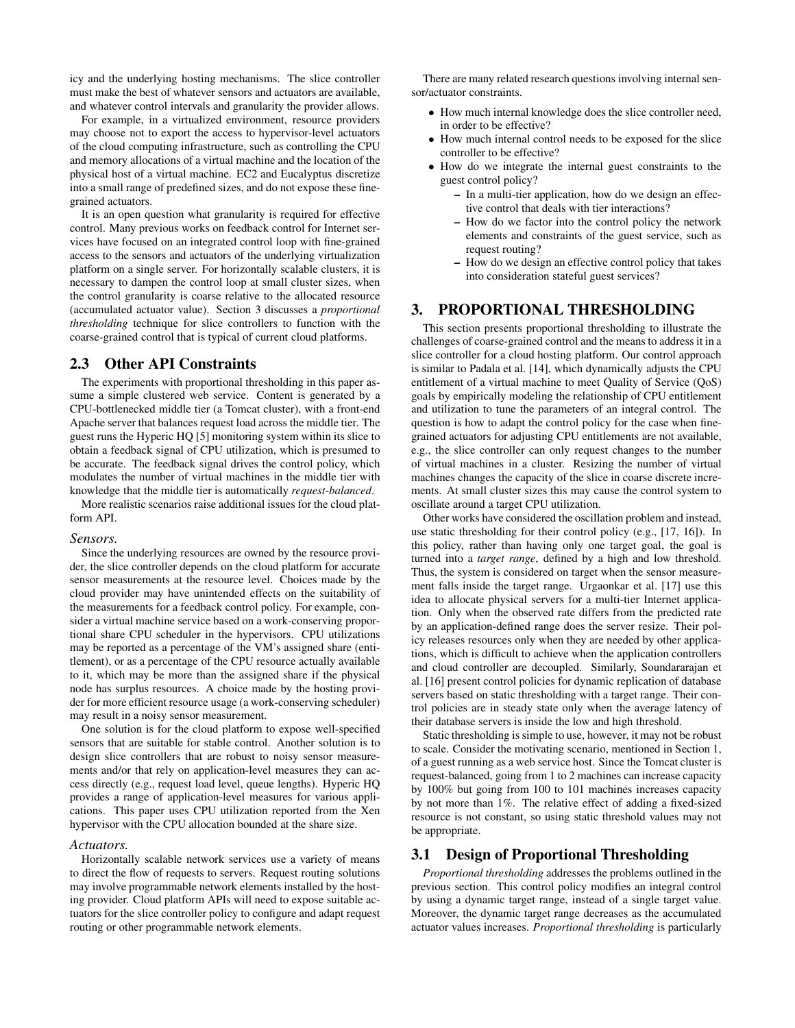icy and the underlying hosting mechanisms. The slice controller must make the best of whatever sensors and actuators are available, and whatever control intervals and granularity the provider allows.

For example, in a virtualized environment, resource providers may choose not to export the access to hypervisor-level actuators of the cloud computing infrastructure, such as controlling the CPU and memory allocations of a virtual machine and the location of the physical host of a virtual machine. EC2 and Eucalyptus discretize into a small range of predefined sizes, and do not expose these fine-grained actuators.

It is an open question what granularity is required for effective control. Many previous works on feedback control for Internet services have focused on an integrated control loop with fine-grained access to the sensors and actuators of the underlying virtualization platform on a single server. For horizontally scalable clusters, it is necessary to dampen the control loop at small cluster sizes, when the control granularity is coarse relative to the allocated resource (accumulated actuator value). Section 3 discusses a *proportional thresholding* technique for slice controllers to function with the coarse-grained control that is typical of current cloud platforms.

## 2.3 Other API Constraints

The experiments with proportional thresholding in this paper assume a simple clustered web service. Content is generated by a CPU-bottlenecked middle tier (a Tomcat cluster), with a front-end Apache server that balances request load across the middle tier. The guest runs the Hyperic HQ [5] monitoring system within its slice to obtain a feedback signal of CPU utilization, which is presumed to be accurate. The feedback signal drives the control policy, which modulates the number of virtual machines in the middle tier with knowledge that the middle tier is automatically *request-balanced*.

More realistic scenarios raise additional issues for the cloud platform API.

*Sensors.*

Since the underlying resources are owned by the resource provider, the slice controller depends on the cloud platform for accurate sensor measurements at the resource level. Choices made by the cloud provider may have unintended effects on the suitability of the measurements for a feedback control policy. For example, consider a virtual machine service based on a work-conserving proportional share CPU scheduler in the hypervisors. CPU utilizations may be reported as a percentage of the VM's assigned share (entitlement), or as a percentage of the CPU resource actually available to it, which may be more than the assigned share if the physical node has surplus resources. A choice made by the hosting provider for more efficient resource usage (a work-conserving scheduler) may result in a noisy sensor measurement.

One solution is for the cloud platform to expose well-specified sensors that are suitable for stable control. Another solution is to design slice controllers that are robust to noisy sensor measurements and/or that rely on application-level measures they can access directly (e.g., request load level, queue lengths). Hyperic HQ provides a range of application-level measures for various applications. This paper uses CPU utilization reported from the Xen hypervisor with the CPU allocation bounded at the share size.

*Actuators.*

Horizontally scalable network services use a variety of means to direct the flow of requests to servers. Request routing solutions may involve programmable network elements installed by the hosting provider. Cloud platform APIs will need to expose suitable actuators for the slice controller policy to configure and adapt request routing or other programmable network elements.

There are many related research questions involving internal sensor/actuator constraints.

- How much internal knowledge does the slice controller need, in order to be effective?
- How much internal control needs to be exposed for the slice controller to be effective?
- How do we integrate the internal guest constraints to the guest control policy?
  - In a multi-tier application, how do we design an effective control that deals with tier interactions?
  - How do we factor into the control policy the network elements and constraints of the guest service, such as request routing?
  - How do we design an effective control policy that takes into consideration stateful guest services?

# 3. PROPORTIONAL THRESHOLDING

This section presents proportional thresholding to illustrate the challenges of coarse-grained control and the means to address it in a slice controller for a cloud hosting platform. Our control approach is similar to Padala et al. [14], which dynamically adjusts the CPU entitlement of a virtual machine to meet Quality of Service (QoS) goals by empirically modeling the relationship of CPU entitlement and utilization to tune the parameters of an integral control. The question is how to adapt the control policy for the case when fine-grained actuators for adjusting CPU entitlements are not available, e.g., the slice controller can only request changes to the number of virtual machines in a cluster. Resizing the number of virtual machines changes the capacity of the slice in coarse discrete increments. At small cluster sizes this may cause the control system to oscillate around a target CPU utilization.

Other works have considered the oscillation problem and instead, use static thresholding for their control policy (e.g., [17, 16]). In this policy, rather than having only one target goal, the goal is turned into a *target range*, defined by a high and low threshold. Thus, the system is considered on target when the sensor measurement falls inside the target range. Urgaonkar et al. [17] use this idea to allocate physical servers for a multi-tier Internet application. Only when the observed rate differs from the predicted rate by an application-defined range does the server resize. Their policy releases resources only when they are needed by other applications, which is difficult to achieve when the application controllers and cloud controller are decoupled. Similarly, Soundararajan et al. [16] present control policies for dynamic replication of database servers based on static thresholding with a target range. Their control policies are in steady state only when the average latency of their database servers is inside the low and high threshold.

Static thresholding is simple to use, however, it may not be robust to scale. Consider the motivating scenario, mentioned in Section 1, of a guest running as a web service host. Since the Tomcat cluster is request-balanced, going from 1 to 2 machines can increase capacity by 100% but going from 100 to 101 machines increases capacity by not more than 1%. The relative effect of adding a fixed-sized resource is not constant, so using static threshold values may not be appropriate.

## 3.1 Design of Proportional Thresholding

*Proportional thresholding* addresses the problems outlined in the previous section. This control policy modifies an integral control by using a dynamic target range, instead of a single target value. Moreover, the dynamic target range decreases as the accumulated actuator values increases. *Proportional thresholding* is particularly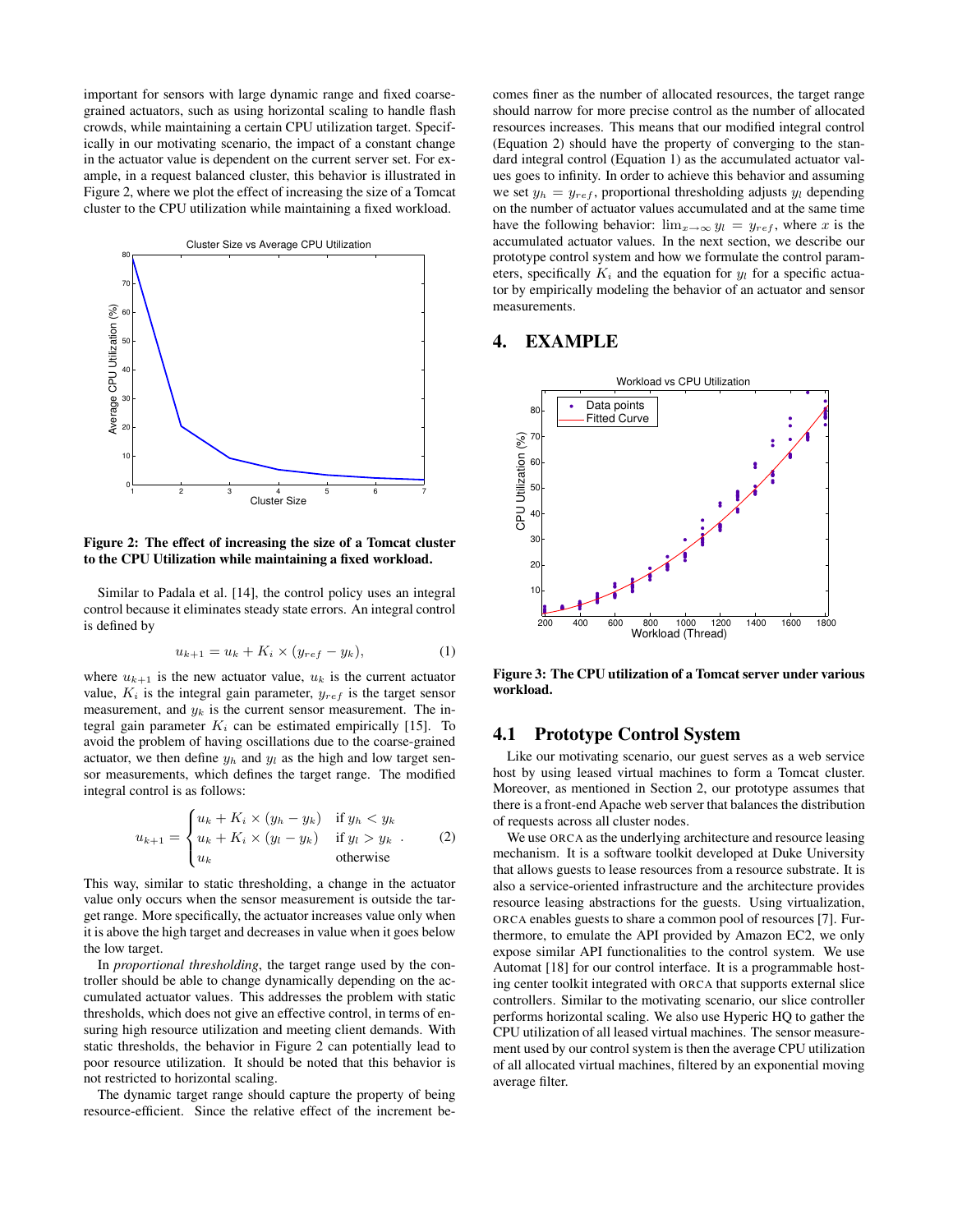important for sensors with large dynamic range and fixed coarse-grained actuators, such as using horizontal scaling to handle flash crowds, while maintaining a certain CPU utilization target. Specifically in our motivating scenario, the impact of a constant change in the actuator value is dependent on the current server set. For example, in a request balanced cluster, this behavior is illustrated in Figure 2, where we plot the effect of increasing the size of a Tomcat cluster to the CPU utilization while maintaining a fixed workload.

**Figure 2: The effect of increasing the size of a Tomcat cluster to the CPU Utilization while maintaining a fixed workload.**

Similar to Padala et al. [14], the control policy uses an integral control because it eliminates steady state errors. An integral control is defined by

$$u_{k+1} = u_k + K_i \times (y_{ref} - y_k), \tag{1}$$

where $u_{k+1}$ is the new actuator value, $u_k$ is the current actuator value, $K_i$ is the integral gain parameter, $y_{ref}$ is the target sensor measurement, and $y_k$ is the current sensor measurement. The integral gain parameter $K_i$ can be estimated empirically [15]. To avoid the problem of having oscillations due to the coarse-grained actuator, we then define $y_h$ and $y_l$ as the high and low target sensor measurements, which defines the target range. The modified integral control is as follows:

$$u_{k+1} = \begin{cases} u_k + K_i \times (y_h - y_k) & \text{if } y_h < y_k \\ u_k + K_i \times (y_l - y_k) & \text{if } y_l > y_k \\ u_k & \text{otherwise} \end{cases}. \tag{2}$$

This way, similar to static thresholding, a change in the actuator value only occurs when the sensor measurement is outside the target range. More specifically, the actuator increases value only when it is above the high target and decreases in value when it goes below the low target.

In *proportional thresholding*, the target range used by the controller should be able to change dynamically depending on the accumulated actuator values. This addresses the problem with static thresholds, which does not give an effective control, in terms of ensuring high resource utilization and meeting client demands. With static thresholds, the behavior in Figure 2 can potentially lead to poor resource utilization. It should be noted that this behavior is not restricted to horizontal scaling.

The dynamic target range should capture the property of being resource-efficient. Since the relative effect of the increment becomes finer as the number of allocated resources, the target range should narrow for more precise control as the number of allocated resources increases. This means that our modified integral control (Equation 2) should have the property of converging to the standard integral control (Equation 1) as the accumulated actuator values goes to infinity. In order to achieve this behavior and assuming we set $y_h = y_{ref}$, proportional thresholding adjusts $y_l$ depending on the number of actuator values accumulated and at the same time have the following behavior: $\lim_{x \to \infty} y_l = y_{ref}$, where $x$ is the accumulated actuator values. In the next section, we describe our prototype control system and how we formulate the control parameters, specifically $K_i$ and the equation for $y_l$ for a specific actuator by empirically modeling the behavior of an actuator and sensor measurements.

# 4. EXAMPLE

**Figure 3: The CPU utilization of a Tomcat server under various workload.**

## 4.1 Prototype Control System

Like our motivating scenario, our guest serves as a web service host by using leased virtual machines to form a Tomcat cluster. Moreover, as mentioned in Section 2, our prototype assumes that there is a front-end Apache web server that balances the distribution of requests across all cluster nodes.

We use ORCA as the underlying architecture and resource leasing mechanism. It is a software toolkit developed at Duke University that allows guests to lease resources from a resource substrate. It is also a service-oriented infrastructure and the architecture provides resource leasing abstractions for the guests. Using virtualization, ORCA enables guests to share a common pool of resources [7]. Furthermore, to emulate the API provided by Amazon EC2, we only expose similar API functionalities to the control system. We use Automat [18] for our control interface. It is a programmable hosting center toolkit integrated with ORCA that supports external slice controllers. Similar to the motivating scenario, our slice controller performs horizontal scaling. We also use Hyperic HQ to gather the CPU utilization of all leased virtual machines. The sensor measurement used by our control system is then the average CPU utilization of all allocated virtual machines, filtered by an exponential moving average filter.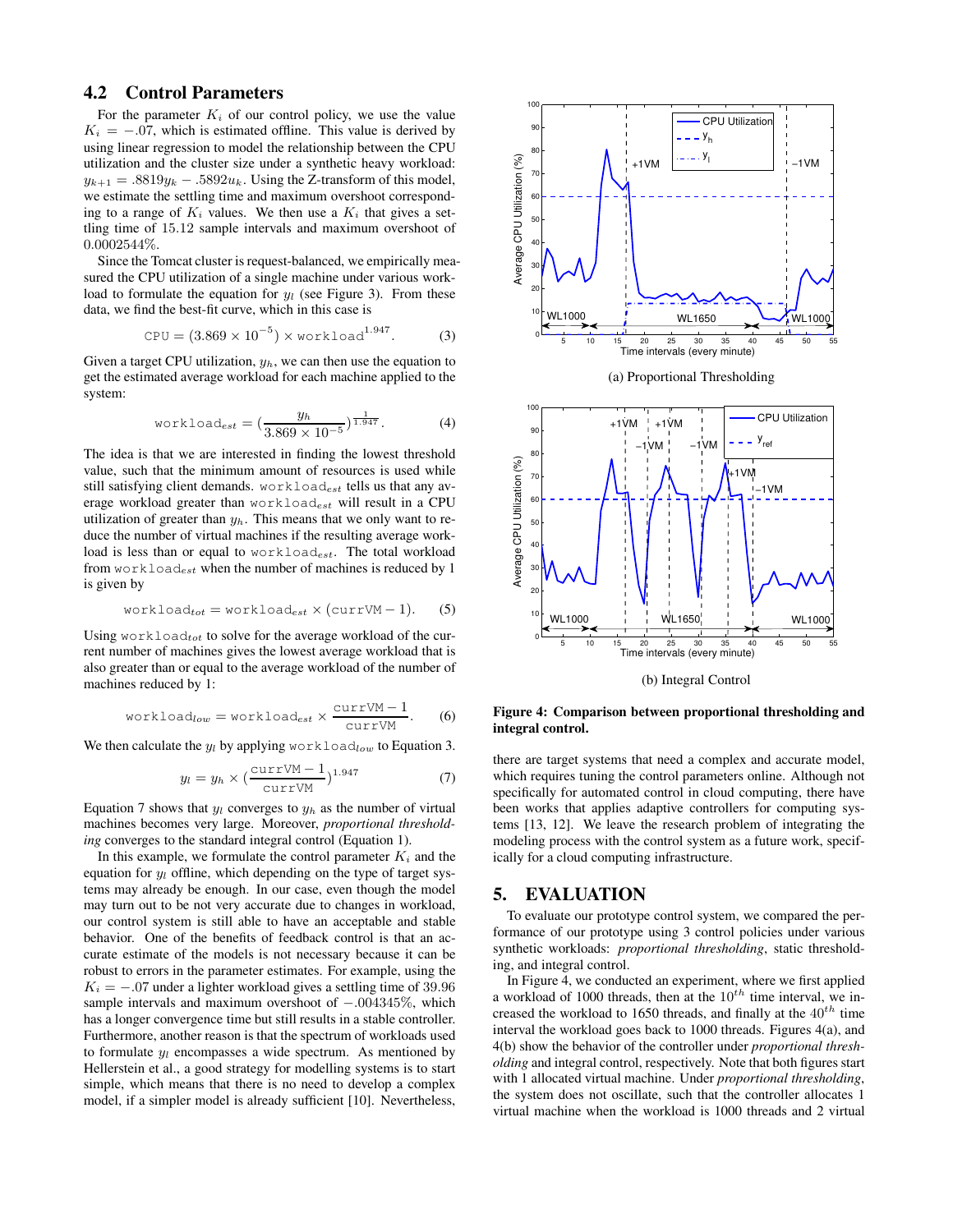### 4.2 Control Parameters

For the parameter $K_i$ of our control policy, we use the value $K_i = -.07$, which is estimated offline. This value is derived by using linear regression to model the relationship between the CPU utilization and the cluster size under a synthetic heavy workload: $y_{k+1} = .8819y_k - .5892u_k$. Using the Z-transform of this model, we estimate the settling time and maximum overshoot corresponding to a range of $K_i$ values. We then use a $K_i$ that gives a settling time of 15.12 sample intervals and maximum overshoot of 0.0002544%.

Since the Tomcat cluster is request-balanced, we empirically measured the CPU utilization of a single machine under various workload to formulate the equation for $y_l$ (see Figure 3). From these data, we find the best-fit curve, which in this case is

$$\mathtt{CPU} = (3.869 \times 10^{-5}) \times \mathtt{workload}^{1.947}. \quad (3)$$

Given a target CPU utilization, $y_h$, we can then use the equation to get the estimated average workload for each machine applied to the system:

$$\mathtt{workload}_{est} = (\frac{y_h}{3.869 \times 10^{-5}})^{\frac{1}{1.947}}. \quad (4)$$

The idea is that we are interested in finding the lowest threshold value, such that the minimum amount of resources is used while still satisfying client demands. $\mathtt{workload}_{est}$ tells us that any average workload greater than $\mathtt{workload}_{est}$ will result in a CPU utilization of greater than $y_h$. This means that we only want to reduce the number of virtual machines if the resulting average workload is less than or equal to $\mathtt{workload}_{est}$. The total workload from $\mathtt{workload}_{est}$ when the number of machines is reduced by 1 is given by

$$\mathtt{workload}_{tot} = \mathtt{workload}_{est} \times (\mathtt{currVM} - 1). \quad (5)$$

Using $\mathtt{workload}_{tot}$ to solve for the average workload of the current number of machines gives the lowest average workload that is also greater than or equal to the average workload of the number of machines reduced by 1:

$$\mathtt{workload}_{low} = \mathtt{workload}_{est} \times \frac{\mathtt{currVM} - 1}{\mathtt{currVM}}. \quad (6)$$

We then calculate the $y_l$ by applying $\mathtt{workload}_{low}$ to Equation 3.

$$y_l = y_h \times (\frac{\mathtt{currVM} - 1}{\mathtt{currVM}})^{1.947} \quad (7)$$

Equation 7 shows that $y_l$ converges to $y_h$ as the number of virtual machines becomes very large. Moreover, *proportional thresholding* converges to the standard integral control (Equation 1).

In this example, we formulate the control parameter $K_i$ and the equation for $y_l$ offline, which depending on the type of target systems may already be enough. In our case, even though the model may turn out to be not very accurate due to changes in workload, our control system is still able to have an acceptable and stable behavior. One of the benefits of feedback control is that an accurate estimate of the models is not necessary because it can be robust to errors in the parameter estimates. For example, using the $K_i = -.07$ under a lighter workload gives a settling time of 39.96 sample intervals and maximum overshoot of $-.004345\%$, which has a longer convergence time but still results in a stable controller. Furthermore, another reason is that the spectrum of workloads used to formulate $y_l$ encompasses a wide spectrum. As mentioned by Hellerstein et al., a good strategy for modelling systems is to start simple, which means that there is no need to develop a complex model, if a simpler model is already sufficient [10]. Nevertheless, there are target systems that need a complex and accurate model, which requires tuning the control parameters online. Although not specifically for automated control in cloud computing, there have been works that applies adaptive controllers for computing systems [13, 12]. We leave the research problem of integrating the modeling process with the control system as a future work, specifically for a cloud computing infrastructure.

(a) Proportional Thresholding

(b) Integral Control

**Figure 4: Comparison between proportional thresholding and integral control.**

## 5. EVALUATION

To evaluate our prototype control system, we compared the performance of our prototype using 3 control policies under various synthetic workloads: *proportional thresholding*, static thresholding, and integral control.

In Figure 4, we conducted an experiment, where we first applied a workload of 1000 threads, then at the $10^{th}$ time interval, we increased the workload to 1650 threads, and finally at the $40^{th}$ time interval the workload goes back to 1000 threads. Figures 4(a), and 4(b) show the behavior of the controller under *proportional thresholding* and integral control, respectively. Note that both figures start with 1 allocated virtual machine. Under *proportional thresholding*, the system does not oscillate, such that the controller allocates 1 virtual machine when the workload is 1000 threads and 2 virtual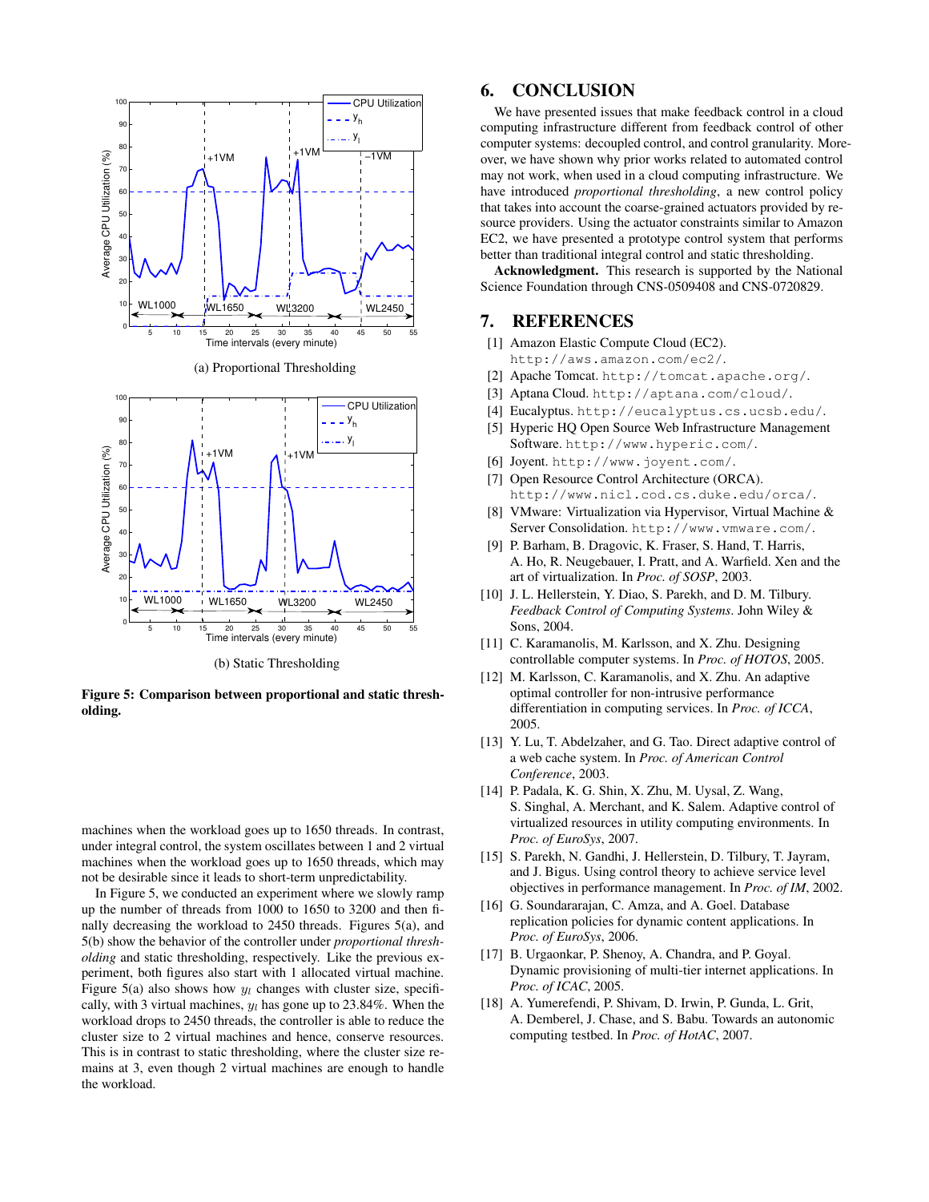100
90
80
70
60
50
40
30
20
10
0
Average CPU Utilization (%)
CPU Utilization
$y_h$
$y_l$
+1VM
+1VM
−1VM
WL1000
WL1650
WL3200
WL2450
5 10 15 20 25 30 35 40 45 50 55
Time intervals (every minute)

(a) Proportional Thresholding

100
90
80
70
60
50
40
30
20
10
0
Average CPU Utilization (%)
CPU Utilization
$y_h$
$y_l$
+1VM
+1VM
WL1000
WL1650
WL3200
WL2450
5 10 15 20 25 30 35 40 45 50 55
Time intervals (every minute)

(b) Static Thresholding

**Figure 5: Comparison between proportional and static thresholding.**

machines when the workload goes up to 1650 threads. In contrast, under integral control, the system oscillates between 1 and 2 virtual machines when the workload goes up to 1650 threads, which may not be desirable since it leads to short-term unpredictability.

In Figure 5, we conducted an experiment where we slowly ramp up the number of threads from 1000 to 1650 to 3200 and then finally decreasing the workload to 2450 threads. Figures 5(a), and 5(b) show the behavior of the controller under *proportional thresholding* and static thresholding, respectively. Like the previous experiment, both figures also start with 1 allocated virtual machine. Figure 5(a) also shows how $y_l$ changes with cluster size, specifically, with 3 virtual machines, $y_l$ has gone up to 23.84%. When the workload drops to 2450 threads, the controller is able to reduce the cluster size to 2 virtual machines and hence, conserve resources. This is in contrast to static thresholding, where the cluster size remains at 3, even though 2 virtual machines are enough to handle the workload.

## 6. CONCLUSION

We have presented issues that make feedback control in a cloud computing infrastructure different from feedback control of other computer systems: decoupled control, and control granularity. Moreover, we have shown why prior works related to automated control may not work, when used in a cloud computing infrastructure. We have introduced *proportional thresholding*, a new control policy that takes into account the coarse-grained actuators provided by resource providers. Using the actuator constraints similar to Amazon EC2, we have presented a prototype control system that performs better than traditional integral control and static thresholding.

**Acknowledgment.** This research is supported by the National Science Foundation through CNS-0509408 and CNS-0720829.

## 7. REFERENCES

[1] Amazon Elastic Compute Cloud (EC2). http://aws.amazon.com/ec2/.

[2] Apache Tomcat. http://tomcat.apache.org/.

[3] Aptana Cloud. http://aptana.com/cloud/.

[4] Eucalyptus. http://eucalyptus.cs.ucsb.edu/.

[5] Hyperic HQ Open Source Web Infrastructure Management Software. http://www.hyperic.com/.

[6] Joyent. http://www.joyent.com/.

[7] Open Resource Control Architecture (ORCA). http://www.nicl.cod.cs.duke.edu/orca/.

[8] VMware: Virtualization via Hypervisor, Virtual Machine & Server Consolidation. http://www.vmware.com/.

[9] P. Barham, B. Dragovic, K. Fraser, S. Hand, T. Harris, A. Ho, R. Neugebauer, I. Pratt, and A. Warfield. Xen and the art of virtualization. In *Proc. of SOSP*, 2003.

[10] J. L. Hellerstein, Y. Diao, S. Parekh, and D. M. Tilbury. *Feedback Control of Computing Systems*. John Wiley & Sons, 2004.

[11] C. Karamanolis, M. Karlsson, and X. Zhu. Designing controllable computer systems. In *Proc. of HOTOS*, 2005.

[12] M. Karlsson, C. Karamanolis, and X. Zhu. An adaptive optimal controller for non-intrusive performance differentiation in computing services. In *Proc. of ICCA*, 2005.

[13] Y. Lu, T. Abdelzaher, and G. Tao. Direct adaptive control of a web cache system. In *Proc. of American Control Conference*, 2003.

[14] P. Padala, K. G. Shin, X. Zhu, M. Uysal, Z. Wang, S. Singhal, A. Merchant, and K. Salem. Adaptive control of virtualized resources in utility computing environments. In *Proc. of EuroSys*, 2007.

[15] S. Parekh, N. Gandhi, J. Hellerstein, D. Tilbury, T. Jayram, and J. Bigus. Using control theory to achieve service level objectives in performance management. In *Proc. of IM*, 2002.

[16] G. Soundararajan, C. Amza, and A. Goel. Database replication policies for dynamic content applications. In *Proc. of EuroSys*, 2006.

[17] B. Urgaonkar, P. Shenoy, A. Chandra, and P. Goyal. Dynamic provisioning of multi-tier internet applications. In *Proc. of ICAC*, 2005.

[18] A. Yumerefendi, P. Shivam, D. Irwin, P. Gunda, L. Grit, A. Demberel, J. Chase, and S. Babu. Towards an autonomic computing testbed. In *Proc. of HotAC*, 2007.